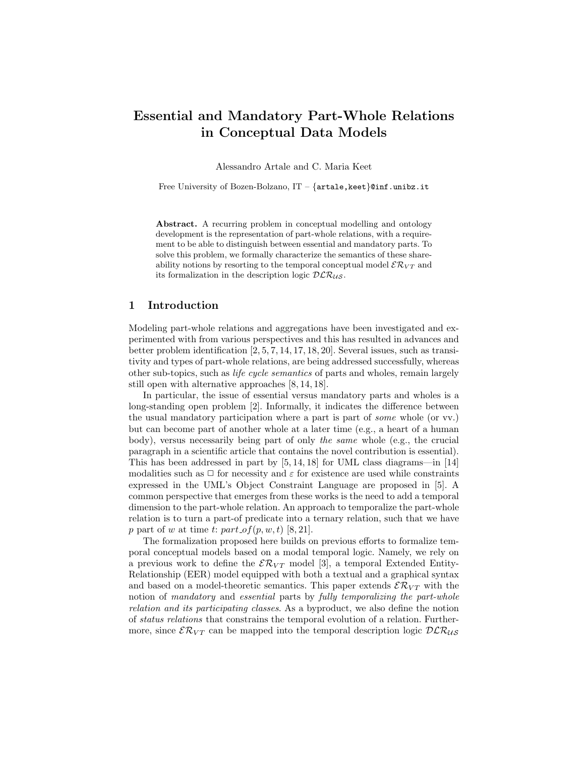# Essential and Mandatory Part-Whole Relations in Conceptual Data Models

Alessandro Artale and C. Maria Keet

Free University of Bozen-Bolzano, IT – {artale,keet}@inf.unibz.it

**Abstract.** A recurring problem in conceptual modelling and ontology development is the representation of part-whole relations, with a requirement to be able to distinguish between essential and mandatory parts. To solve this problem, we formally characterize the semantics of these shareability notions by resorting to the temporal conceptual model $\mathcal{ER}_{VT}$ and its formalization in the description logic $\mathcal{DLR}_{\mathcal{US}}$.

## 1 Introduction

Modeling part-whole relations and aggregations have been investigated and experimented with from various perspectives and this has resulted in advances and better problem identification [2, 5, 7, 14, 17, 18, 20]. Several issues, such as transitivity and types of part-whole relations, are being addressed successfully, whereas other sub-topics, such as *life cycle semantics* of parts and wholes, remain largely still open with alternative approaches [8, 14, 18].

In particular, the issue of essential versus mandatory parts and wholes is a long-standing open problem [2]. Informally, it indicates the difference between the usual mandatory participation where a part is part of *some* whole (or vv.) but can become part of another whole at a later time (e.g., a heart of a human body), versus necessarily being part of only *the same* whole (e.g., the crucial paragraph in a scientific article that contains the novel contribution is essential). This has been addressed in part by [5, 14, 18] for UML class diagrams—in [14] modalities such as $\Box$ for necessity and $\varepsilon$ for existence are used while constraints expressed in the UML's Object Constraint Language are proposed in [5]. A common perspective that emerges from these works is the need to add a temporal dimension to the part-whole relation. An approach to temporalize the part-whole relation is to turn a part-of predicate into a ternary relation, such that we have $p$ part of $w$ at time $t$: $part\_of(p, w, t)$ [8, 21].

The formalization proposed here builds on previous efforts to formalize temporal conceptual models based on a modal temporal logic. Namely, we rely on a previous work to define the $\mathcal{ER}_{VT}$ model [3], a temporal Extended Entity-Relationship (EER) model equipped with both a textual and a graphical syntax and based on a model-theoretic semantics. This paper extends $\mathcal{ER}_{VT}$ with the notion of *mandatory* and *essential* parts by *fully temporalizing the part-whole relation and its participating classes*. As a byproduct, we also define the notion of *status relations* that constrains the temporal evolution of a relation. Furthermore, since $\mathcal{ER}_{VT}$ can be mapped into the temporal description logic $\mathcal{DLR}_{\mathcal{US}}$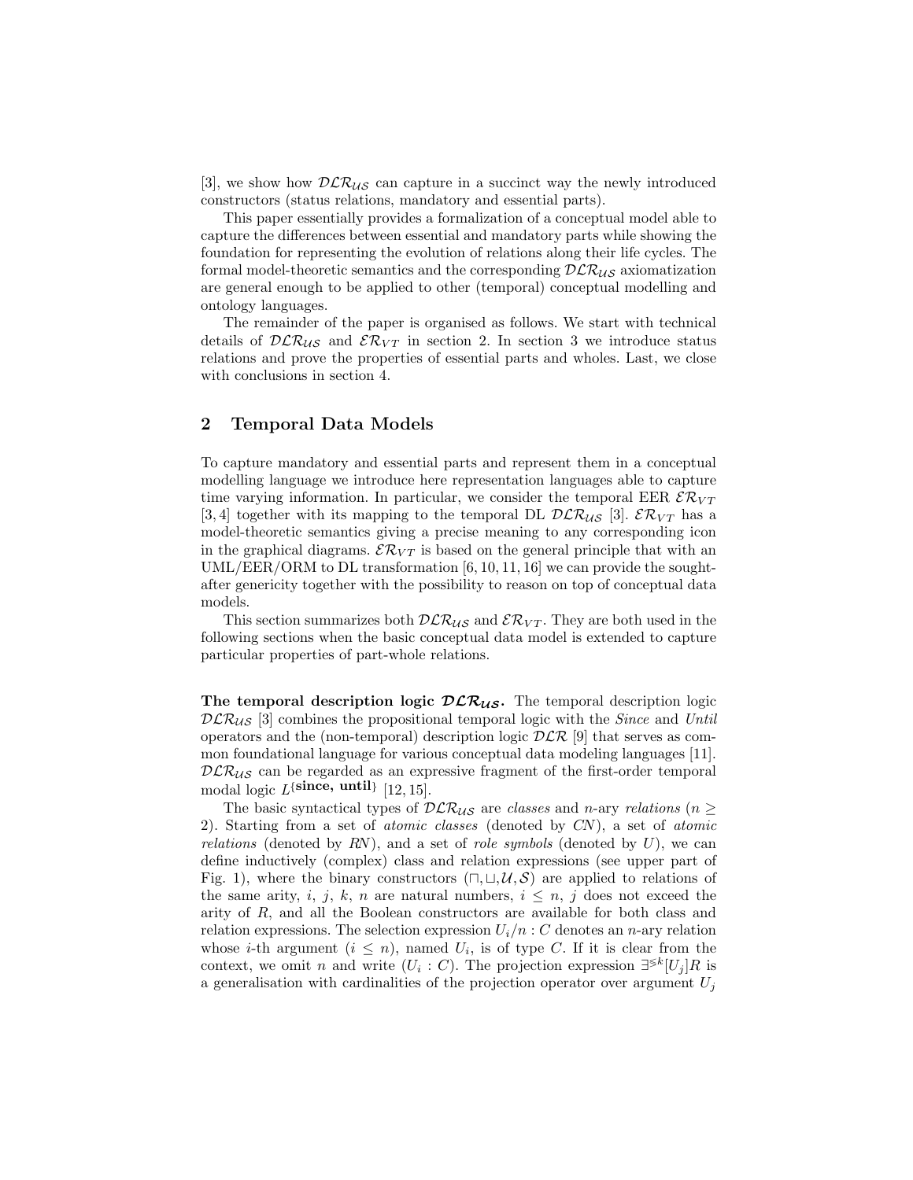[3], we show how $\mathcal{DLR}_{\mathcal{US}}$ can capture in a succinct way the newly introduced constructors (status relations, mandatory and essential parts).

This paper essentially provides a formalization of a conceptual model able to capture the differences between essential and mandatory parts while showing the foundation for representing the evolution of relations along their life cycles. The formal model-theoretic semantics and the corresponding $\mathcal{DLR}_{\mathcal{US}}$ axiomatization are general enough to be applied to other (temporal) conceptual modelling and ontology languages.

The remainder of the paper is organised as follows. We start with technical details of $\mathcal{DLR}_{\mathcal{US}}$ and $\mathcal{ER}_{VT}$ in section 2. In section 3 we introduce status relations and prove the properties of essential parts and wholes. Last, we close with conclusions in section 4.

## 2 Temporal Data Models

To capture mandatory and essential parts and represent them in a conceptual modelling language we introduce here representation languages able to capture time varying information. In particular, we consider the temporal EER $\mathcal{ER}_{VT}$ [3, 4] together with its mapping to the temporal DL $\mathcal{DLR}_{\mathcal{US}}$ [3]. $\mathcal{ER}_{VT}$ has a model-theoretic semantics giving a precise meaning to any corresponding icon in the graphical diagrams. $\mathcal{ER}_{VT}$ is based on the general principle that with an UML/EER/ORM to DL transformation [6, 10, 11, 16] we can provide the sought-after genericity together with the possibility to reason on top of conceptual data models.

This section summarizes both $\mathcal{DLR}_{\mathcal{US}}$ and $\mathcal{ER}_{VT}$. They are both used in the following sections when the basic conceptual data model is extended to capture particular properties of part-whole relations.

**The temporal description logic $\mathcal{DLR}_{\mathcal{US}}$.** The temporal description logic $\mathcal{DLR}_{\mathcal{US}}$ [3] combines the propositional temporal logic with the *Since* and *Until* operators and the (non-temporal) description logic $\mathcal{DLR}$ [9] that serves as common foundational language for various conceptual data modeling languages [11]. $\mathcal{DLR}_{\mathcal{US}}$ can be regarded as an expressive fragment of the first-order temporal modal logic $L^{\{\textbf{since, until}\}}$ [12, 15].

The basic syntactical types of $\mathcal{DLR}_{\mathcal{US}}$ are *classes* and $n$-ary *relations* ($n \geq 2$). Starting from a set of *atomic classes* (denoted by *CN*), a set of *atomic relations* (denoted by *RN*), and a set of *role symbols* (denoted by $U$), we can define inductively (complex) class and relation expressions (see upper part of Fig. 1), where the binary constructors ($\sqcap, \sqcup, \mathcal{U}, \mathcal{S}$) are applied to relations of the same arity, $i$, $j$, $k$, $n$ are natural numbers, $i \leq n$, $j$ does not exceed the arity of $R$, and all the Boolean constructors are available for both class and relation expressions. The selection expression $U_i/n : C$ denotes an $n$-ary relation whose $i$-th argument ($i \leq n$), named $U_i$, is of type $C$. If it is clear from the context, we omit $n$ and write $(U_i : C)$. The projection expression $\exists^{\lessgtr k}[U_j]R$ is a generalisation with cardinalities of the projection operator over argument $U_j$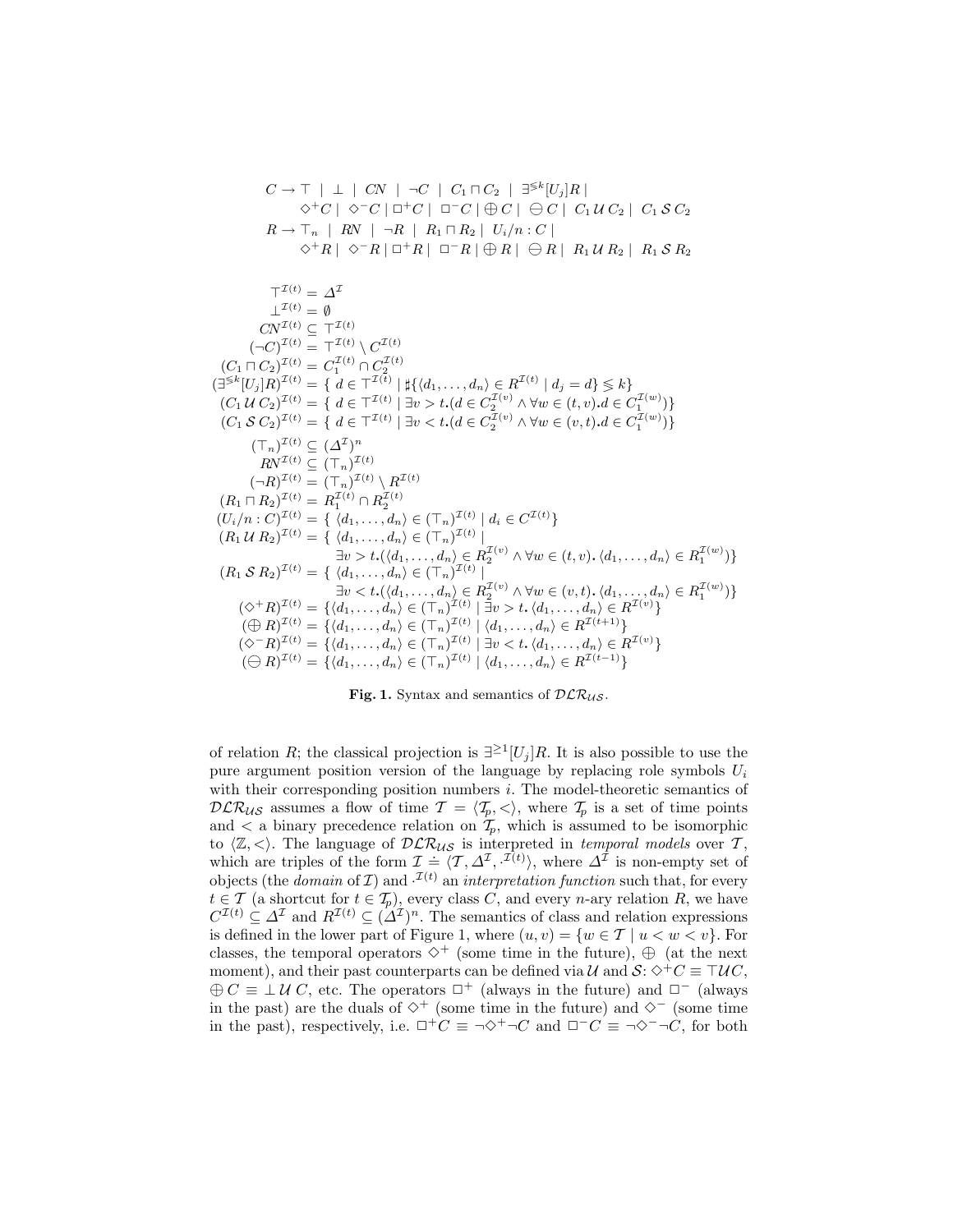$$
\begin{aligned}
C \rightarrow\ & \top \ \mid\ \bot \ \mid\ CN \ \mid\ \neg C \ \mid\ C_1 \sqcap C_2 \ \mid\ \exists^{\leqslant k}[U_j]R \ \mid \\
& \Diamond^+ C \mid \Diamond^- C \mid \Box^+ C \mid \Box^- C \mid \oplus C \mid \ominus C \mid C_1 \,\mathcal{U}\, C_2 \mid C_1 \,\mathcal{S}\, C_2 \\
R \rightarrow\ & \top_n \ \mid\ RN \ \mid\ \neg R \ \mid\ R_1 \sqcap R_2 \ \mid\ U_i/n : C \ \mid \\
& \Diamond^+ R \mid \Diamond^- R \mid \Box^+ R \mid \Box^- R \mid \oplus R \mid \ominus R \mid R_1 \,\mathcal{U}\, R_2 \mid R_1 \,\mathcal{S}\, R_2
\end{aligned}
$$

$$
\begin{aligned}
\top^{\mathcal{I}(t)} &= \Delta^{\mathcal{I}} \\
\bot^{\mathcal{I}(t)} &= \emptyset \\
CN^{\mathcal{I}(t)} &\subseteq \top^{\mathcal{I}(t)} \\
(\neg C)^{\mathcal{I}(t)} &= \top^{\mathcal{I}(t)} \setminus C^{\mathcal{I}(t)} \\
(C_1 \sqcap C_2)^{\mathcal{I}(t)} &= C_1^{\mathcal{I}(t)} \cap C_2^{\mathcal{I}(t)} \\
(\exists^{\leqslant k}[U_j]R)^{\mathcal{I}(t)} &= \{\, d \in \top^{\mathcal{I}(t)} \mid \sharp\{\langle d_1, \ldots, d_n\rangle \in R^{\mathcal{I}(t)} \mid d_j = d\} \leqslant k\} \\
(C_1 \,\mathcal{U}\, C_2)^{\mathcal{I}(t)} &= \{\, d \in \top^{\mathcal{I}(t)} \mid \exists v > t.(d \in C_2^{\mathcal{I}(v)} \wedge \forall w \in (t, v).d \in C_1^{\mathcal{I}(w)})\} \\
(C_1 \,\mathcal{S}\, C_2)^{\mathcal{I}(t)} &= \{\, d \in \top^{\mathcal{I}(t)} \mid \exists v < t.(d \in C_2^{\mathcal{I}(v)} \wedge \forall w \in (v, t).d \in C_1^{\mathcal{I}(w)})\} \\
(\top_n)^{\mathcal{I}(t)} &\subseteq (\Delta^{\mathcal{I}})^n \\
RN^{\mathcal{I}(t)} &\subseteq (\top_n)^{\mathcal{I}(t)} \\
(\neg R)^{\mathcal{I}(t)} &= (\top_n)^{\mathcal{I}(t)} \setminus R^{\mathcal{I}(t)} \\
(R_1 \sqcap R_2)^{\mathcal{I}(t)} &= R_1^{\mathcal{I}(t)} \cap R_2^{\mathcal{I}(t)} \\
(U_i/n : C)^{\mathcal{I}(t)} &= \{\, \langle d_1, \ldots, d_n\rangle \in (\top_n)^{\mathcal{I}(t)} \mid d_i \in C^{\mathcal{I}(t)}\} \\
(R_1 \,\mathcal{U}\, R_2)^{\mathcal{I}(t)} &= \{\, \langle d_1, \ldots, d_n\rangle \in (\top_n)^{\mathcal{I}(t)} \mid \\
&\qquad \exists v > t.(\langle d_1, \ldots, d_n\rangle \in R_2^{\mathcal{I}(v)} \wedge \forall w \in (t, v).\, \langle d_1, \ldots, d_n\rangle \in R_1^{\mathcal{I}(w)})\} \\
(R_1 \,\mathcal{S}\, R_2)^{\mathcal{I}(t)} &= \{\, \langle d_1, \ldots, d_n\rangle \in (\top_n)^{\mathcal{I}(t)} \mid \\
&\qquad \exists v < t.(\langle d_1, \ldots, d_n\rangle \in R_2^{\mathcal{I}(v)} \wedge \forall w \in (v, t).\, \langle d_1, \ldots, d_n\rangle \in R_1^{\mathcal{I}(w)})\} \\
(\Diamond^+ R)^{\mathcal{I}(t)} &= \{\langle d_1, \ldots, d_n\rangle \in (\top_n)^{\mathcal{I}(t)} \mid \exists v > t.\, \langle d_1, \ldots, d_n\rangle \in R^{\mathcal{I}(v)}\} \\
(\oplus R)^{\mathcal{I}(t)} &= \{\langle d_1, \ldots, d_n\rangle \in (\top_n)^{\mathcal{I}(t)} \mid \langle d_1, \ldots, d_n\rangle \in R^{\mathcal{I}(t+1)}\} \\
(\Diamond^- R)^{\mathcal{I}(t)} &= \{\langle d_1, \ldots, d_n\rangle \in (\top_n)^{\mathcal{I}(t)} \mid \exists v < t.\, \langle d_1, \ldots, d_n\rangle \in R^{\mathcal{I}(v)}\} \\
(\ominus R)^{\mathcal{I}(t)} &= \{\langle d_1, \ldots, d_n\rangle \in (\top_n)^{\mathcal{I}(t)} \mid \langle d_1, \ldots, d_n\rangle \in R^{\mathcal{I}(t-1)}\}
\end{aligned}
$$

**Fig. 1.** Syntax and semantics of $\mathcal{DLR}_{\mathcal{US}}$.

of relation $R$; the classical projection is $\exists^{\geq 1}[U_j]R$. It is also possible to use the pure argument position version of the language by replacing role symbols $U_i$ with their corresponding position numbers $i$. The model-theoretic semantics of $\mathcal{DLR}_{\mathcal{US}}$ assumes a flow of time $\mathcal{T} = \langle \mathcal{T}_p, < \rangle$, where $\mathcal{T}_p$ is a set of time points and $<$ a binary precedence relation on $\mathcal{T}_p$, which is assumed to be isomorphic to $\langle \mathbb{Z}, < \rangle$. The language of $\mathcal{DLR}_{\mathcal{US}}$ is interpreted in *temporal models* over $\mathcal{T}$, which are triples of the form $\mathcal{I} \doteq \langle \mathcal{T}, \Delta^{\mathcal{I}}, \cdot^{\mathcal{I}(t)} \rangle$, where $\Delta^{\mathcal{I}}$ is non-empty set of objects (the *domain* of $\mathcal{I}$) and $\cdot^{\mathcal{I}(t)}$ an *interpretation function* such that, for every $t \in \mathcal{T}$ (a shortcut for $t \in \mathcal{T}_p$), every class $C$, and every $n$-ary relation $R$, we have $C^{\mathcal{I}(t)} \subseteq \Delta^{\mathcal{I}}$ and $R^{\mathcal{I}(t)} \subseteq (\Delta^{\mathcal{I}})^n$. The semantics of class and relation expressions is defined in the lower part of Figure 1, where $(u, v) = \{w \in \mathcal{T} \mid u < w < v\}$. For classes, the temporal operators $\Diamond^+$ (some time in the future), $\oplus$ (at the next moment), and their past counterparts can be defined via $\mathcal{U}$ and $\mathcal{S}$: $\Diamond^+ C \equiv \top \mathcal{U} C$, $\oplus C \equiv \bot \,\mathcal{U}\, C$, etc. The operators $\Box^+$ (always in the future) and $\Box^-$ (always in the past) are the duals of $\Diamond^+$ (some time in the future) and $\Diamond^-$ (some time in the past), respectively, i.e. $\Box^+ C \equiv \neg \Diamond^+ \neg C$ and $\Box^- C \equiv \neg \Diamond^- \neg C$, for both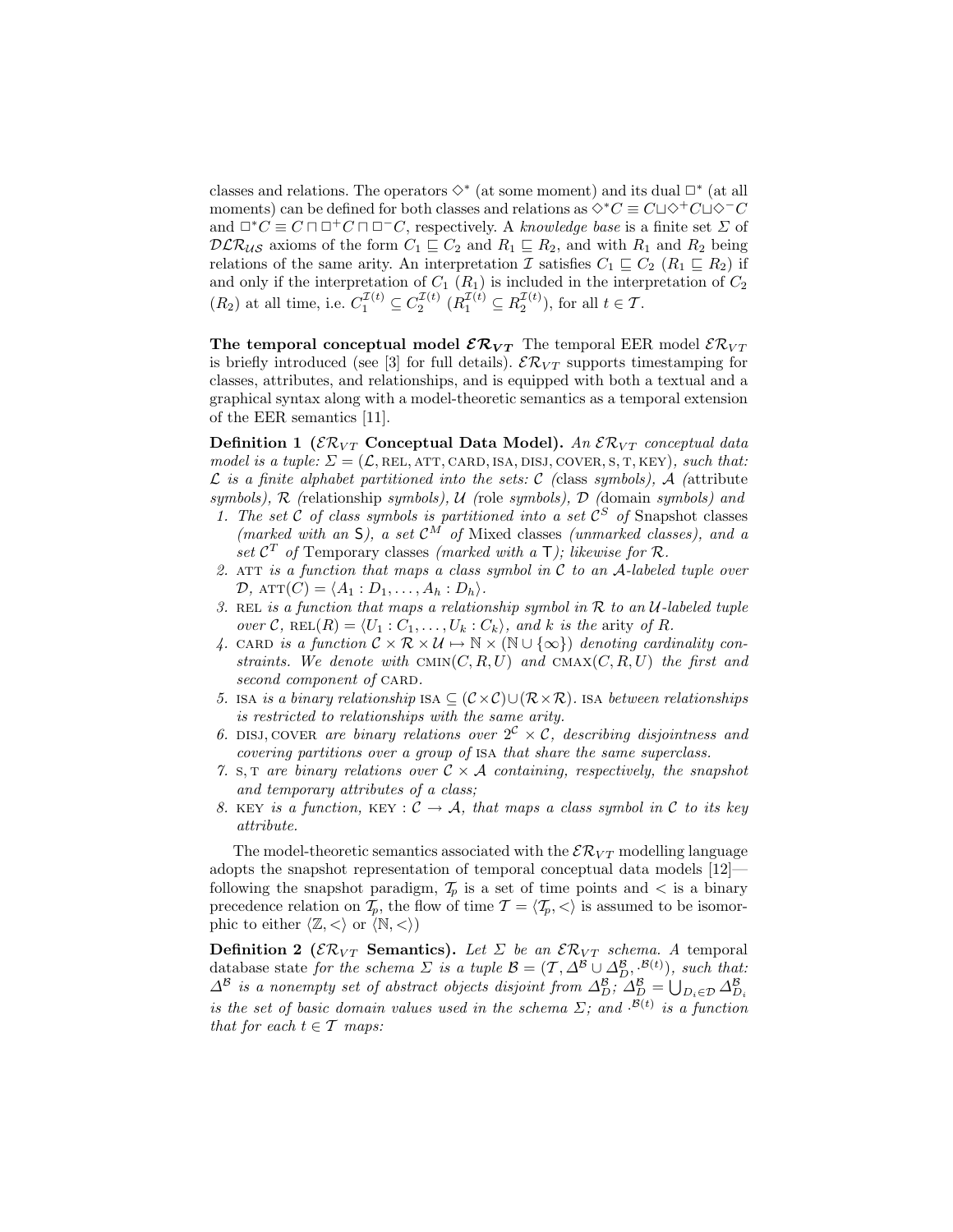classes and relations. The operators $\Diamond^*$ (at some moment) and its dual $\Box^*$ (at all moments) can be defined for both classes and relations as $\Diamond^* C \equiv C \sqcup \Diamond^+ C \sqcup \Diamond^- C$ and $\Box^* C \equiv C \sqcap \Box^+ C \sqcap \Box^- C$, respectively. A *knowledge base* is a finite set $\Sigma$ of $\mathcal{DLR}_{\mathcal{US}}$ axioms of the form $C_1 \sqsubseteq C_2$ and $R_1 \sqsubseteq R_2$, and with $R_1$ and $R_2$ being relations of the same arity. An interpretation $\mathcal{I}$ satisfies $C_1 \sqsubseteq C_2$ ($R_1 \sqsubseteq R_2$) if and only if the interpretation of $C_1$ ($R_1$) is included in the interpretation of $C_2$ ($R_2$) at all time, i.e. $C_1^{\mathcal{I}(t)} \subseteq C_2^{\mathcal{I}(t)}$ ($R_1^{\mathcal{I}(t)} \subseteq R_2^{\mathcal{I}(t)}$), for all $t \in \mathcal{T}$.

**The temporal conceptual model $\mathcal{ER}_{VT}$** The temporal EER model $\mathcal{ER}_{VT}$ is briefly introduced (see [3] for full details). $\mathcal{ER}_{VT}$ supports timestamping for classes, attributes, and relationships, and is equipped with both a textual and a graphical syntax along with a model-theoretic semantics as a temporal extension of the EER semantics [11].

**Definition 1 ($\mathcal{ER}_{VT}$ Conceptual Data Model).** *An $\mathcal{ER}_{VT}$ conceptual data model is a tuple: $\Sigma = (\mathcal{L}, \text{REL}, \text{ATT}, \text{CARD}, \text{ISA}, \text{DISJ}, \text{COVER}, \text{S}, \text{T}, \text{KEY})$, such that: $\mathcal{L}$ is a finite alphabet partitioned into the sets: $\mathcal{C}$ (*class *symbols), $\mathcal{A}$ (*attribute *symbols), $\mathcal{R}$ (*relationship *symbols), $\mathcal{U}$ (*role *symbols), $\mathcal{D}$ (*domain *symbols) and*

1. *The set $\mathcal{C}$ of class symbols is partitioned into a set $\mathcal{C}^S$ of* Snapshot classes *(marked with an* S*), a set $\mathcal{C}^M$ of* Mixed classes *(unmarked classes), and a set $\mathcal{C}^T$ of* Temporary classes *(marked with a* T*); likewise for $\mathcal{R}$.*
2. *ATT is a function that maps a class symbol in $\mathcal{C}$ to an $\mathcal{A}$-labeled tuple over $\mathcal{D}$, $\text{ATT}(C) = \langle A_1 : D_1, \ldots, A_h : D_h \rangle$.*
3. *REL is a function that maps a relationship symbol in $\mathcal{R}$ to an $\mathcal{U}$-labeled tuple over $\mathcal{C}$, $\text{REL}(R) = \langle U_1 : C_1, \ldots, U_k : C_k \rangle$, and $k$ is the* arity *of $R$.*
4. *CARD is a function $\mathcal{C} \times \mathcal{R} \times \mathcal{U} \mapsto \mathbb{N} \times (\mathbb{N} \cup \{\infty\})$ denoting cardinality constraints. We denote with $\text{CMIN}(C, R, U)$ and $\text{CMAX}(C, R, U)$ the first and second component of CARD.*
5. *ISA is a binary relationship $\text{ISA} \subseteq (\mathcal{C} \times \mathcal{C}) \cup (\mathcal{R} \times \mathcal{R})$. ISA between relationships is restricted to relationships with the same arity.*
6. *DISJ, COVER are binary relations over $2^{\mathcal{C}} \times \mathcal{C}$, describing disjointness and covering partitions over a group of ISA that share the same superclass.*
7. *S, T are binary relations over $\mathcal{C} \times \mathcal{A}$ containing, respectively, the snapshot and temporary attributes of a class;*
8. *KEY is a function, $\text{KEY} : \mathcal{C} \to \mathcal{A}$, that maps a class symbol in $\mathcal{C}$ to its key attribute.*

The model-theoretic semantics associated with the $\mathcal{ER}_{VT}$ modelling language adopts the snapshot representation of temporal conceptual data models [12]—following the snapshot paradigm, $\mathcal{T}_p$ is a set of time points and $<$ is a binary precedence relation on $\mathcal{T}_p$, the flow of time $\mathcal{T} = \langle \mathcal{T}_p, < \rangle$ is assumed to be isomorphic to either $\langle \mathbb{Z}, < \rangle$ or $\langle \mathbb{N}, < \rangle$)

**Definition 2 ($\mathcal{ER}_{VT}$ Semantics).** *Let $\Sigma$ be an $\mathcal{ER}_{VT}$ schema. A* temporal database state *for the schema $\Sigma$ is a tuple $\mathcal{B} = (\mathcal{T}, \Delta^{\mathcal{B}} \cup \Delta^{\mathcal{B}}_D, \cdot^{\mathcal{B}(t)})$, such that: $\Delta^{\mathcal{B}}$ is a nonempty set of abstract objects disjoint from $\Delta^{\mathcal{B}}_D$; $\Delta^{\mathcal{B}}_D = \bigcup_{D_i \in \mathcal{D}} \Delta^{\mathcal{B}}_{D_i}$ is the set of basic domain values used in the schema $\Sigma$; and $\cdot^{\mathcal{B}(t)}$ is a function that for each $t \in \mathcal{T}$ maps:*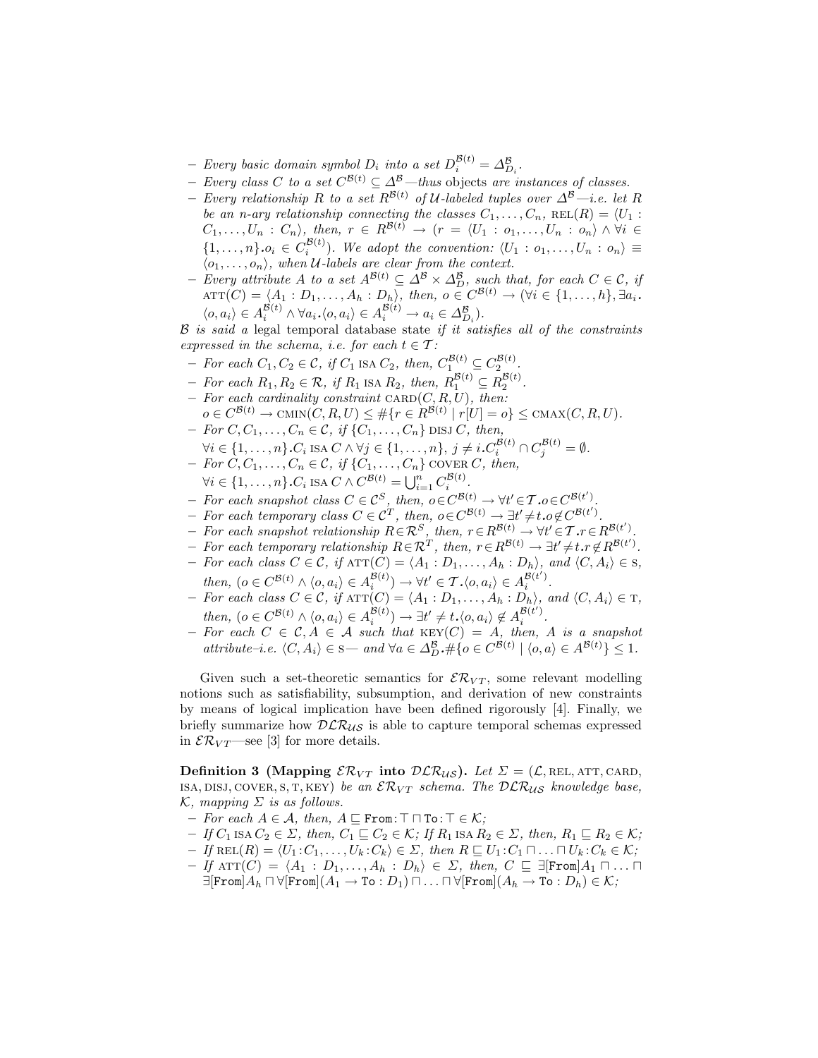- *Every basic domain symbol $D_i$ into a set $D_i^{\mathcal{B}(t)} = \Delta^{\mathcal{B}}_{D_i}$.*
- *Every class $C$ to a set $C^{\mathcal{B}(t)} \subseteq \Delta^{\mathcal{B}}$—thus* objects *are instances of classes.*
- *Every relationship $R$ to a set $R^{\mathcal{B}(t)}$ of $\mathcal{U}$-labeled tuples over $\Delta^{\mathcal{B}}$—i.e. let $R$ be an n-ary relationship connecting the classes $C_1, \ldots, C_n$, $\text{REL}(R) = \langle U_1 : C_1, \ldots, U_n : C_n \rangle$, then, $r \in R^{\mathcal{B}(t)} \rightarrow (r = \langle U_1 : o_1, \ldots, U_n : o_n \rangle \wedge \forall i \in \{1, \ldots, n\}. o_i \in C_i^{\mathcal{B}(t)})$. We adopt the convention: $\langle U_1 : o_1, \ldots, U_n : o_n \rangle \equiv \langle o_1, \ldots, o_n \rangle$, when $\mathcal{U}$-labels are clear from the context.*
- *Every attribute $A$ to a set $A^{\mathcal{B}(t)} \subseteq \Delta^{\mathcal{B}} \times \Delta^{\mathcal{B}}_D$, such that, for each $C \in \mathcal{C}$, if $\text{ATT}(C) = \langle A_1 : D_1, \ldots, A_h : D_h \rangle$, then, $o \in C^{\mathcal{B}(t)} \rightarrow (\forall i \in \{1, \ldots, h\}, \exists a_i. \langle o, a_i \rangle \in A_i^{\mathcal{B}(t)} \wedge \forall a_i. \langle o, a_i \rangle \in A_i^{\mathcal{B}(t)} \rightarrow a_i \in \Delta^{\mathcal{B}}_{D_i})$.*

*$\mathcal{B}$ is said a* legal temporal database state *if it satisfies all of the constraints expressed in the schema, i.e. for each $t \in \mathcal{T}$:*

- *For each $C_1, C_2 \in \mathcal{C}$, if $C_1$ ISA $C_2$, then, $C_1^{\mathcal{B}(t)} \subseteq C_2^{\mathcal{B}(t)}$.*
- *For each $R_1, R_2 \in \mathcal{R}$, if $R_1$ ISA $R_2$, then, $R_1^{\mathcal{B}(t)} \subseteq R_2^{\mathcal{B}(t)}$.*
- *For each cardinality constraint $\text{CARD}(C, R, U)$, then:*
  *$o \in C^{\mathcal{B}(t)} \rightarrow \text{CMIN}(C, R, U) \leq \#\{r \in R^{\mathcal{B}(t)} \mid r[U] = o\} \leq \text{CMAX}(C, R, U)$.*
- *For $C, C_1, \ldots, C_n \in \mathcal{C}$, if $\{C_1, \ldots, C_n\}$ DISJ $C$, then,*
  *$\forall i \in \{1, \ldots, n\}. C_i$ ISA $C \wedge \forall j \in \{1, \ldots, n\},\ j \neq i. C_i^{\mathcal{B}(t)} \cap C_j^{\mathcal{B}(t)} = \emptyset$.*
- *For $C, C_1, \ldots, C_n \in \mathcal{C}$, if $\{C_1, \ldots, C_n\}$ COVER $C$, then,*
  *$\forall i \in \{1, \ldots, n\}. C_i$ ISA $C \wedge C^{\mathcal{B}(t)} = \bigcup_{i=1}^{n} C_i^{\mathcal{B}(t)}$.*
- *For each snapshot class $C \in \mathcal{C}^S$, then, $o \in C^{\mathcal{B}(t)} \rightarrow \forall t' \in \mathcal{T}. o \in C^{\mathcal{B}(t')}$.*
- *For each temporary class $C \in \mathcal{C}^T$, then, $o \in C^{\mathcal{B}(t)} \rightarrow \exists t' \neq t. o \notin C^{\mathcal{B}(t')}$.*
- *For each snapshot relationship $R \in \mathcal{R}^S$, then, $r \in R^{\mathcal{B}(t)} \rightarrow \forall t' \in \mathcal{T}. r \in R^{\mathcal{B}(t')}$.*
- *For each temporary relationship $R \in \mathcal{R}^T$, then, $r \in R^{\mathcal{B}(t)} \rightarrow \exists t' \neq t. r \notin R^{\mathcal{B}(t')}$.*
- *For each class $C \in \mathcal{C}$, if $\text{ATT}(C) = \langle A_1 : D_1, \ldots, A_h : D_h \rangle$, and $\langle C, A_i \rangle \in \text{S}$, then, $(o \in C^{\mathcal{B}(t)} \wedge \langle o, a_i \rangle \in A_i^{\mathcal{B}(t)}) \rightarrow \forall t' \in \mathcal{T}. \langle o, a_i \rangle \in A_i^{\mathcal{B}(t')}$.*
- *For each class $C \in \mathcal{C}$, if $\text{ATT}(C) = \langle A_1 : D_1, \ldots, A_h : D_h \rangle$, and $\langle C, A_i \rangle \in \text{T}$, then, $(o \in C^{\mathcal{B}(t)} \wedge \langle o, a_i \rangle \in A_i^{\mathcal{B}(t)}) \rightarrow \exists t' \neq t. \langle o, a_i \rangle \notin A_i^{\mathcal{B}(t')}$.*
- *For each $C \in \mathcal{C}, A \in \mathcal{A}$ such that $\text{KEY}(C) = A$, then, $A$ is a snapshot attribute–i.e. $\langle C, A_i \rangle \in \text{S}$— and $\forall a \in \Delta^{\mathcal{B}}_D. \#\{o \in C^{\mathcal{B}(t)} \mid \langle o, a \rangle \in A^{\mathcal{B}(t)}\} \leq 1$.*

Given such a set-theoretic semantics for $\mathcal{ER}_{VT}$, some relevant modelling notions such as satisfiability, subsumption, and derivation of new constraints by means of logical implication have been defined rigorously [4]. Finally, we briefly summarize how $\mathcal{DLR}_{\mathcal{US}}$ is able to capture temporal schemas expressed in $\mathcal{ER}_{VT}$—see [3] for more details.

**Definition 3 (Mapping $\mathcal{ER}_{VT}$ into $\mathcal{DLR}_{\mathcal{US}}$).** *Let $\Sigma = (\mathcal{L}, \text{REL}, \text{ATT}, \text{CARD}, \text{ISA}, \text{DISJ}, \text{COVER}, \text{S}, \text{T}, \text{KEY})$ be an $\mathcal{ER}_{VT}$ schema. The $\mathcal{DLR}_{\mathcal{US}}$ knowledge base, $\mathcal{K}$, mapping $\Sigma$ is as follows.*

- *For each $A \in \mathcal{A}$, then, $A \sqsubseteq \texttt{From}\!:\!\top \sqcap \texttt{To}\!:\!\top \in \mathcal{K}$;*
- *If $C_1$ ISA $C_2 \in \Sigma$, then, $C_1 \sqsubseteq C_2 \in \mathcal{K}$; If $R_1$ ISA $R_2 \in \Sigma$, then, $R_1 \sqsubseteq R_2 \in \mathcal{K}$;*
- *If $\text{REL}(R) = \langle U_1\!:\!C_1, \ldots, U_k\!:\!C_k \rangle \in \Sigma$, then $R \sqsubseteq U_1\!:\!C_1 \sqcap \ldots \sqcap U_k\!:\!C_k \in \mathcal{K}$;*
- *If $\text{ATT}(C) = \langle A_1 : D_1, \ldots, A_h : D_h \rangle \in \Sigma$, then, $C \sqsubseteq \exists[\texttt{From}]A_1 \sqcap \ldots \sqcap \exists[\texttt{From}]A_h \sqcap \forall[\texttt{From}](A_1 \rightarrow \texttt{To} : D_1) \sqcap \ldots \sqcap \forall[\texttt{From}](A_h \rightarrow \texttt{To} : D_h) \in \mathcal{K}$;*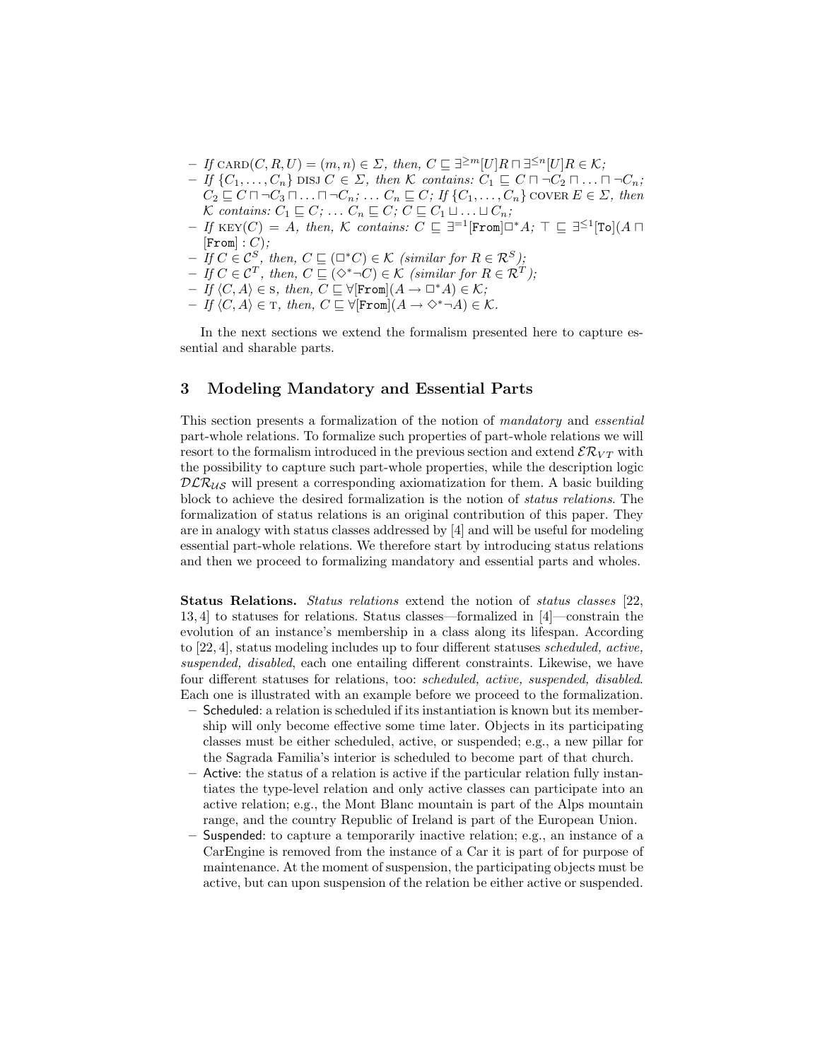- If $\text{CARD}(C, R, U) = (m, n) \in \Sigma$, then, $C \sqsubseteq \exists^{\geq m}[U]R \sqcap \exists^{\leq n}[U]R \in \mathcal{K}$;
- If $\{C_1, \ldots, C_n\}$ DISJ $C \in \Sigma$, then $\mathcal{K}$ contains: $C_1 \sqsubseteq C \sqcap \neg C_2 \sqcap \ldots \sqcap \neg C_n$; $C_2 \sqsubseteq C \sqcap \neg C_3 \sqcap \ldots \sqcap \neg C_n$; $\ldots$ $C_n \sqsubseteq C$; If $\{C_1, \ldots, C_n\}$ COVER $E \in \Sigma$, then $\mathcal{K}$ contains: $C_1 \sqsubseteq C$; $\ldots$ $C_n \sqsubseteq C$; $C \sqsubseteq C_1 \sqcup \ldots \sqcup C_n$;
- If $\text{KEY}(C) = A$, then, $\mathcal{K}$ contains: $C \sqsubseteq \exists^{=1}[\texttt{From}]\Box^* A$; $\top \sqsubseteq \exists^{\leq 1}[\texttt{To}](A \sqcap [\texttt{From}] : C)$;
- If $C \in \mathcal{C}^S$, then, $C \sqsubseteq (\Box^* C) \in \mathcal{K}$ (similar for $R \in \mathcal{R}^S$);
- If $C \in \mathcal{C}^T$, then, $C \sqsubseteq (\Diamond^* \neg C) \in \mathcal{K}$ (similar for $R \in \mathcal{R}^T$);
- If $\langle C, A \rangle \in \text{S}$, then, $C \sqsubseteq \forall[\texttt{From}](A \to \Box^* A) \in \mathcal{K}$;
- If $\langle C, A \rangle \in \text{T}$, then, $C \sqsubseteq \forall[\texttt{From}](A \to \Diamond^* \neg A) \in \mathcal{K}$.

In the next sections we extend the formalism presented here to capture essential and sharable parts.

## 3 Modeling Mandatory and Essential Parts

This section presents a formalization of the notion of *mandatory* and *essential* part-whole relations. To formalize such properties of part-whole relations we will resort to the formalism introduced in the previous section and extend $\mathcal{ER}_{VT}$ with the possibility to capture such part-whole properties, while the description logic $\mathcal{DLR}_{\mathcal{US}}$ will present a corresponding axiomatization for them. A basic building block to achieve the desired formalization is the notion of *status relations*. The formalization of status relations is an original contribution of this paper. They are in analogy with status classes addressed by [4] and will be useful for modeling essential part-whole relations. We therefore start by introducing status relations and then we proceed to formalizing mandatory and essential parts and wholes.

**Status Relations.** *Status relations* extend the notion of *status classes* [22, 13, 4] to statuses for relations. Status classes—formalized in [4]—constrain the evolution of an instance's membership in a class along its lifespan. According to [22, 4], status modeling includes up to four different statuses *scheduled, active, suspended, disabled*, each one entailing different constraints. Likewise, we have four different statuses for relations, too: *scheduled, active, suspended, disabled*. Each one is illustrated with an example before we proceed to the formalization.

- Scheduled: a relation is scheduled if its instantiation is known but its membership will only become effective some time later. Objects in its participating classes must be either scheduled, active, or suspended; e.g., a new pillar for the Sagrada Familia's interior is scheduled to become part of that church.
- Active: the status of a relation is active if the particular relation fully instantiates the type-level relation and only active classes can participate into an active relation; e.g., the Mont Blanc mountain is part of the Alps mountain range, and the country Republic of Ireland is part of the European Union.
- Suspended: to capture a temporarily inactive relation; e.g., an instance of a CarEngine is removed from the instance of a Car it is part of for purpose of maintenance. At the moment of suspension, the participating objects must be active, but can upon suspension of the relation be either active or suspended.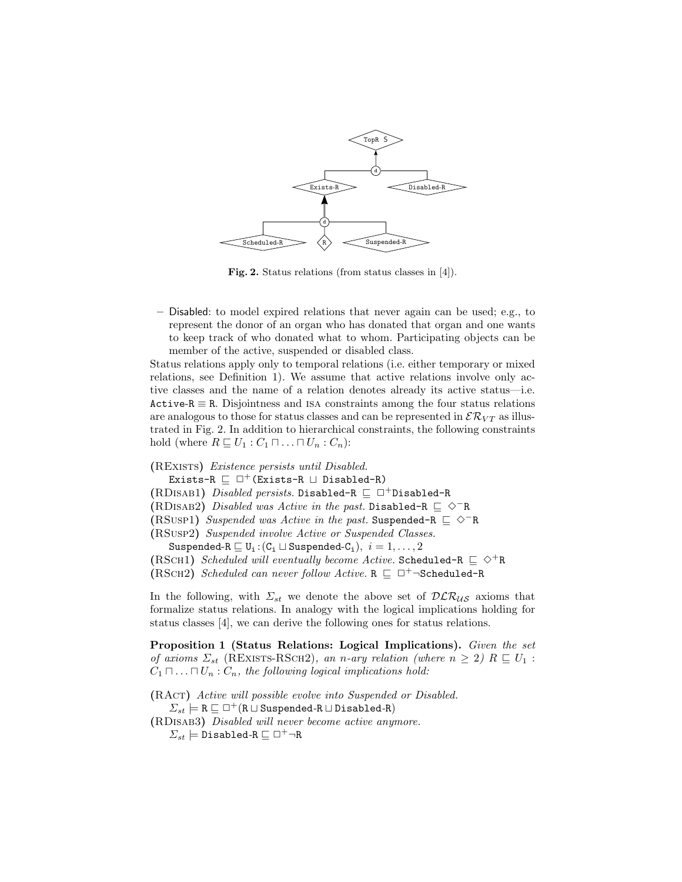Fig. 2. Status relations (from status classes in [4]).

– Disabled: to model expired relations that never again can be used; e.g., to represent the donor of an organ who has donated that organ and one wants to keep track of who donated what to whom. Participating objects can be member of the active, suspended or disabled class.

Status relations apply only to temporal relations (i.e. either temporary or mixed relations, see Definition 1). We assume that active relations involve only active classes and the name of a relation denotes already its active status—i.e. $\texttt{Active-R} \equiv \texttt{R}$. Disjointness and ISA constraints among the four status relations are analogous to those for status classes and can be represented in $\mathcal{ER}_{VT}$ as illustrated in Fig. 2. In addition to hierarchical constraints, the following constraints hold (where $R \sqsubseteq U_1 : C_1 \sqcap \ldots \sqcap U_n : C_n$):

(REXISTS) *Existence persists until Disabled.*
$\texttt{Exists-R} \sqsubseteq \Box^+(\texttt{Exists-R} \sqcup \texttt{Disabled-R})$

(RDISAB1) *Disabled persists.* $\texttt{Disabled-R} \sqsubseteq \Box^+\texttt{Disabled-R}$

(RDISAB2) *Disabled was Active in the past.* $\texttt{Disabled-R} \sqsubseteq \Diamond^-\texttt{R}$

(RSUSP1) *Suspended was Active in the past.* $\texttt{Suspended-R} \sqsubseteq \Diamond^-\texttt{R}$

(RSUSP2) *Suspended involve Active or Suspended Classes.*
$\texttt{Suspended-R} \sqsubseteq \texttt{U}_\texttt{i} : (\texttt{C}_\texttt{i} \sqcup \texttt{Suspended-C}_\texttt{i}),\ i = 1, \ldots, 2$

(RSCH1) *Scheduled will eventually become Active.* $\texttt{Scheduled-R} \sqsubseteq \Diamond^+\texttt{R}$

(RSCH2) *Scheduled can never follow Active.* $\texttt{R} \sqsubseteq \Box^+\neg\texttt{Scheduled-R}$

In the following, with $\Sigma_{st}$ we denote the above set of $\mathcal{DLR}_{\mathcal{US}}$ axioms that formalize status relations. In analogy with the logical implications holding for status classes [4], we can derive the following ones for status relations.

**Proposition 1 (Status Relations: Logical Implications).** *Given the set of axioms $\Sigma_{st}$ (REXISTS-RSCH2), an n-ary relation (where $n \geq 2$) $R \sqsubseteq U_1 : C_1 \sqcap \ldots \sqcap U_n : C_n$, the following logical implications hold:*

(RACT) *Active will possible evolve into Suspended or Disabled.*
$\Sigma_{st} \models \texttt{R} \sqsubseteq \Box^+(\texttt{R} \sqcup \texttt{Suspended-R} \sqcup \texttt{Disabled-R})$

(RDISAB3) *Disabled will never become active anymore.*
$\Sigma_{st} \models \texttt{Disabled-R} \sqsubseteq \Box^+\neg\texttt{R}$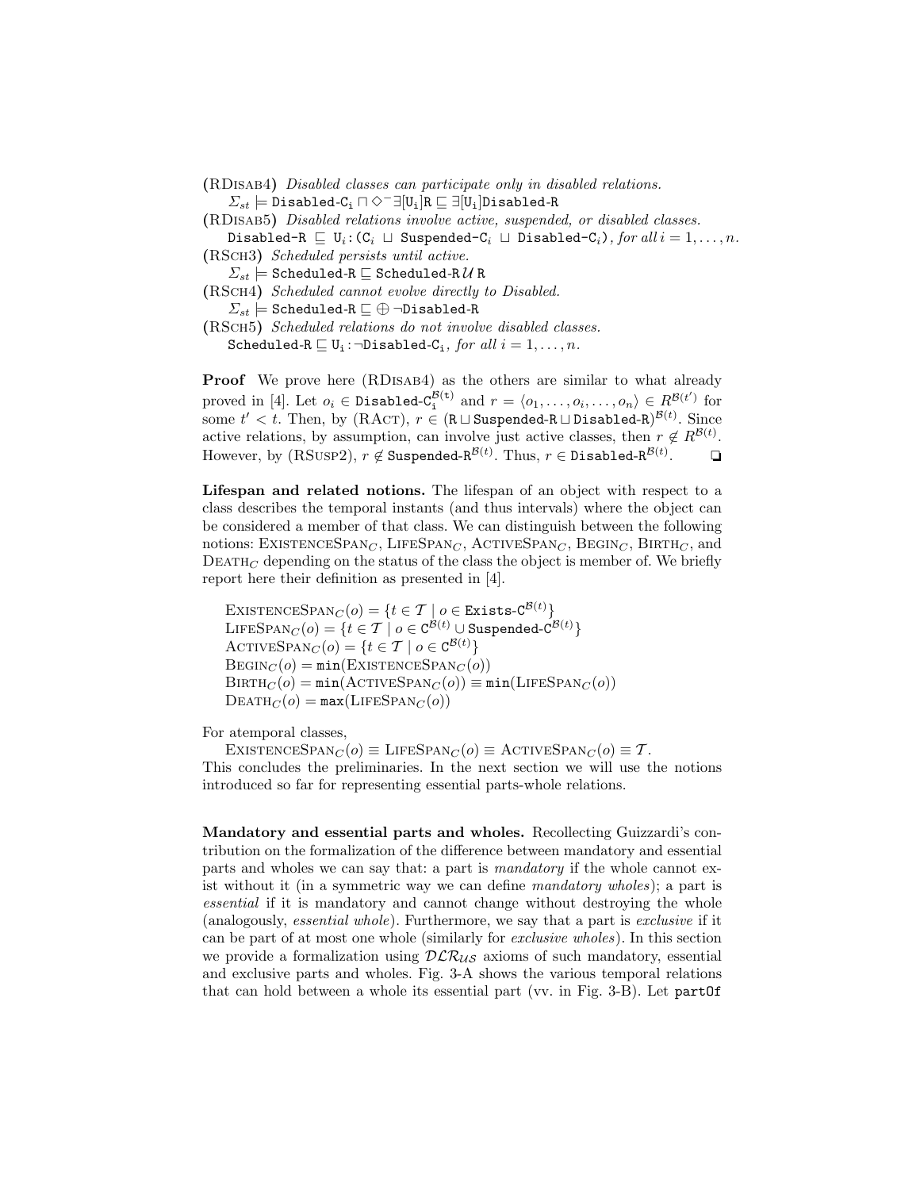(RDISAB4) *Disabled classes can participate only in disabled relations.*
$\Sigma_{st} \models \texttt{Disabled-C}_\texttt{i} \sqcap \Diamond^- \exists[\texttt{U}_\texttt{i}]\texttt{R} \sqsubseteq \exists[\texttt{U}_\texttt{i}]\texttt{Disabled-R}$

(RDISAB5) *Disabled relations involve active, suspended, or disabled classes.*
$\texttt{Disabled-R} \sqsubseteq \texttt{U}_i{:}(\texttt{C}_i \sqcup \texttt{Suspended-C}_i \sqcup \texttt{Disabled-C}_i)$*, for all* $i = 1, \ldots, n$.

(RSCH3) *Scheduled persists until active.*
$\Sigma_{st} \models \texttt{Scheduled-R} \sqsubseteq \texttt{Scheduled-R}\,\mathcal{U}\,\texttt{R}$

(RSCH4) *Scheduled cannot evolve directly to Disabled.*
$\Sigma_{st} \models \texttt{Scheduled-R} \sqsubseteq \oplus\neg\texttt{Disabled-R}$

(RSCH5) *Scheduled relations do not involve disabled classes.*
$\texttt{Scheduled-R} \sqsubseteq \texttt{U}_\texttt{i}{:}\neg\texttt{Disabled-C}_\texttt{i}$*, for all* $i = 1, \ldots, n$.

**Proof** We prove here (RDISAB4) as the others are similar to what already proved in [4]. Let $o_i \in \texttt{Disabled-C}_\texttt{i}^{\mathcal{B}(t)}$ and $r = \langle o_1, \ldots, o_i, \ldots, o_n \rangle \in R^{\mathcal{B}(t')}$ for some $t' < t$. Then, by (RACT), $r \in (\texttt{R} \sqcup \texttt{Suspended-R} \sqcup \texttt{Disabled-R})^{\mathcal{B}(t)}$. Since active relations, by assumption, can involve just active classes, then $r \notin R^{\mathcal{B}(t)}$. However, by (RSUSP2), $r \notin \texttt{Suspended-R}^{\mathcal{B}(t)}$. Thus, $r \in \texttt{Disabled-R}^{\mathcal{B}(t)}$. ❑

**Lifespan and related notions.** The lifespan of an object with respect to a class describes the temporal instants (and thus intervals) where the object can be considered a member of that class. We can distinguish between the following notions: $\textsc{ExistenceSpan}_C$, $\textsc{LifeSpan}_C$, $\textsc{ActiveSpan}_C$, $\textsc{Begin}_C$, $\textsc{Birth}_C$, and $\textsc{Death}_C$ depending on the status of the class the object is member of. We briefly report here their definition as presented in [4].

$$\textsc{ExistenceSpan}_C(o) = \{t \in \mathcal{T} \mid o \in \texttt{Exists-C}^{\mathcal{B}(t)}\}$$
$$\textsc{LifeSpan}_C(o) = \{t \in \mathcal{T} \mid o \in \texttt{C}^{\mathcal{B}(t)} \cup \texttt{Suspended-C}^{\mathcal{B}(t)}\}$$
$$\textsc{ActiveSpan}_C(o) = \{t \in \mathcal{T} \mid o \in \texttt{C}^{\mathcal{B}(t)}\}$$
$$\textsc{Begin}_C(o) = \texttt{min}(\textsc{ExistenceSpan}_C(o))$$
$$\textsc{Birth}_C(o) = \texttt{min}(\textsc{ActiveSpan}_C(o)) \equiv \texttt{min}(\textsc{LifeSpan}_C(o))$$
$$\textsc{Death}_C(o) = \texttt{max}(\textsc{LifeSpan}_C(o))$$

For atemporal classes,
$\textsc{ExistenceSpan}_C(o) \equiv \textsc{LifeSpan}_C(o) \equiv \textsc{ActiveSpan}_C(o) \equiv \mathcal{T}$.
This concludes the preliminaries. In the next section we will use the notions introduced so far for representing essential parts-whole relations.

**Mandatory and essential parts and wholes.** Recollecting Guizzardi's contribution on the formalization of the difference between mandatory and essential parts and wholes we can say that: a part is *mandatory* if the whole cannot exist without it (in a symmetric way we can define *mandatory wholes*); a part is *essential* if it is mandatory and cannot change without destroying the whole (analogously, *essential whole*). Furthermore, we say that a part is *exclusive* if it can be part of at most one whole (similarly for *exclusive wholes*). In this section we provide a formalization using $\mathcal{DLR}_{\mathcal{US}}$ axioms of such mandatory, essential and exclusive parts and wholes. Fig. 3-A shows the various temporal relations that can hold between a whole its essential part (vv. in Fig. 3-B). Let partOf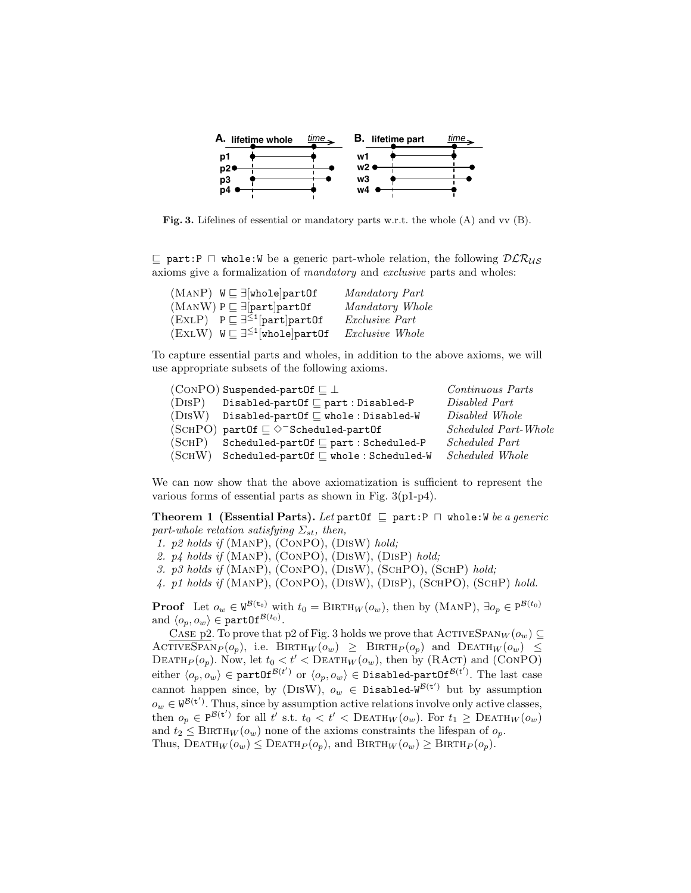**A.** lifetime whole — time

p1, p2, p3, p4

**B.** lifetime part — time

w1, w2, w3, w4

**Fig. 3.** Lifelines of essential or mandatory parts w.r.t. the whole (A) and vv (B).

$\sqsubseteq$ `part:P` $\sqcap$ `whole:W` be a generic part-whole relation, the following $\mathcal{DLR}_{\mathcal{US}}$ axioms give a formalization of *mandatory* and *exclusive* parts and wholes:

| | | |
|---|---|---|
| (ManP) | $\mathtt{W} \sqsubseteq \exists[\mathtt{whole}]\mathtt{partOf}$ | *Mandatory Part* |
| (ManW) | $\mathtt{P} \sqsubseteq \exists[\mathtt{part}]\mathtt{partOf}$ | *Mandatory Whole* |
| (ExlP) | $\mathtt{P} \sqsubseteq \exists^{\leq 1}[\mathtt{part}]\mathtt{partOf}$ | *Exclusive Part* |
| (ExlW) | $\mathtt{W} \sqsubseteq \exists^{\leq 1}[\mathtt{whole}]\mathtt{partOf}$ | *Exclusive Whole* |

To capture essential parts and wholes, in addition to the above axioms, we will use appropriate subsets of the following axioms.

| | | |
|---|---|---|
| (ConPO) | $\mathtt{Suspended\text{-}partOf} \sqsubseteq \bot$ | *Continuous Parts* |
| (DisP) | $\mathtt{Disabled\text{-}partOf} \sqsubseteq \mathtt{part} : \mathtt{Disabled\text{-}P}$ | *Disabled Part* |
| (DisW) | $\mathtt{Disabled\text{-}partOf} \sqsubseteq \mathtt{whole} : \mathtt{Disabled\text{-}W}$ | *Disabled Whole* |
| (SchPO) | $\mathtt{partOf} \sqsubseteq \Diamond^{-}\mathtt{Scheduled\text{-}partOf}$ | *Scheduled Part-Whole* |
| (SchP) | $\mathtt{Scheduled\text{-}partOf} \sqsubseteq \mathtt{part} : \mathtt{Scheduled\text{-}P}$ | *Scheduled Part* |
| (SchW) | $\mathtt{Scheduled\text{-}partOf} \sqsubseteq \mathtt{whole} : \mathtt{Scheduled\text{-}W}$ | *Scheduled Whole* |

We can now show that the above axiomatization is sufficient to represent the various forms of essential parts as shown in Fig. 3(p1-p4).

**Theorem 1 (Essential Parts).** *Let* $\mathtt{partOf} \sqsubseteq \mathtt{part{:}P} \sqcap \mathtt{whole{:}W}$ *be a generic part-whole relation satisfying* $\Sigma_{st}$*, then,*

1. *p2 holds if* (ManP), (ConPO), (DisW) *hold;*
2. *p4 holds if* (ManP), (ConPO), (DisW), (DisP) *hold;*
3. *p3 holds if* (ManP), (ConPO), (DisW), (SchPO), (SchP) *hold;*
4. *p1 holds if* (ManP), (ConPO), (DisW), (DisP), (SchPO), (SchP) *hold.*

**Proof** Let $o_w \in \mathtt{W}^{\mathcal{B}(t_0)}$ with $t_0 = \text{Birth}_W(o_w)$, then by (ManP), $\exists o_p \in \mathtt{P}^{\mathcal{B}(t_0)}$ and $\langle o_p, o_w \rangle \in \mathtt{partOf}^{\mathcal{B}(t_0)}$.

Case p2. To prove that p2 of Fig. 3 holds we prove that $\text{ActiveSpan}_W(o_w) \subseteq \text{ActiveSpan}_P(o_p)$, i.e. $\text{Birth}_W(o_w) \geq \text{Birth}_P(o_p)$ and $\text{Death}_W(o_w) \leq \text{Death}_P(o_p)$. Now, let $t_0 < t' < \text{Death}_W(o_w)$, then by (RAct) and (ConPO) either $\langle o_p, o_w \rangle \in \mathtt{partOf}^{\mathcal{B}(t')}$ or $\langle o_p, o_w \rangle \in \mathtt{Disabled\text{-}partOf}^{\mathcal{B}(t')}$. The last case cannot happen since, by (DisW), $o_w \in \mathtt{Disabled\text{-}W}^{\mathcal{B}(t')}$ but by assumption $o_w \in \mathtt{W}^{\mathcal{B}(t')}$. Thus, since by assumption active relations involve only active classes, then $o_p \in \mathtt{P}^{\mathcal{B}(t')}$ for all $t'$ s.t. $t_0 < t' < \text{Death}_W(o_w)$. For $t_1 \geq \text{Death}_W(o_w)$ and $t_2 \leq \text{Birth}_W(o_w)$ none of the axioms constraints the lifespan of $o_p$. Thus, $\text{Death}_W(o_w) \leq \text{Death}_P(o_p)$, and $\text{Birth}_W(o_w) \geq \text{Birth}_P(o_p)$.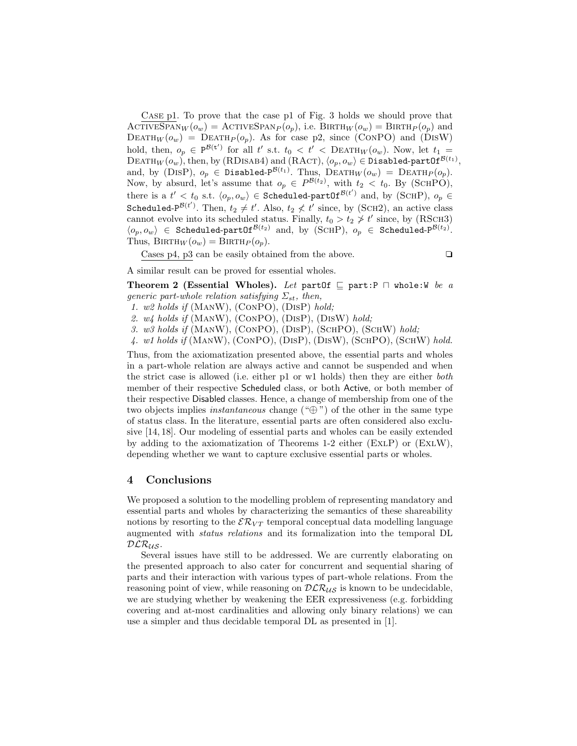Case p1. To prove that the case p1 of Fig. 3 holds we should prove that $\textsc{ActiveSpan}_W(o_w) = \textsc{ActiveSpan}_P(o_p)$, i.e. $\textsc{Birth}_W(o_w) = \textsc{Birth}_P(o_p)$ and $\textsc{Death}_W(o_w) = \textsc{Death}_P(o_p)$. As for case p2, since (ConPO) and (DisW) hold, then, $o_p \in \mathtt{P}^{\mathcal{B}(t')}$ for all $t'$ s.t. $t_0 < t' < \textsc{Death}_W(o_w)$. Now, let $t_1 = \textsc{Death}_W(o_w)$, then, by (RDisab4) and (RAct), $\langle o_p, o_w \rangle \in \mathtt{Disabled\text{-}partOf}^{\mathcal{B}(t_1)}$, and, by (DisP), $o_p \in \mathtt{Disabled\text{-}P}^{\mathcal{B}(t_1)}$. Thus, $\textsc{Death}_W(o_w) = \textsc{Death}_P(o_p)$. Now, by absurd, let's assume that $o_p \in P^{\mathcal{B}(t_2)}$, with $t_2 < t_0$. By (SchPO), there is a $t' < t_0$ s.t. $\langle o_p, o_w \rangle \in \mathtt{Scheduled\text{-}partOf}^{\mathcal{B}(t')}$ and, by (SchP), $o_p \in \mathtt{Scheduled\text{-}P}^{\mathcal{B}(t')}$. Then, $t_2 \neq t'$. Also, $t_2 \not< t'$ since, by (Sch2), an active class cannot evolve into its scheduled status. Finally, $t_0 > t_2 \not> t'$ since, by (RSch3) $\langle o_p, o_w \rangle \in \mathtt{Scheduled\text{-}partOf}^{\mathcal{B}(t_2)}$ and, by (SchP), $o_p \in \mathtt{Scheduled\text{-}P}^{\mathcal{B}(t_2)}$. Thus, $\textsc{Birth}_W(o_w) = \textsc{Birth}_P(o_p)$.

Cases p4, p3 can be easily obtained from the above. ❑

A similar result can be proved for essential wholes.

**Theorem 2 (Essential Wholes).** *Let* $\mathtt{partOf} \sqsubseteq \mathtt{part{:}P} \sqcap \mathtt{whole{:}W}$ *be a generic part-whole relation satisfying* $\Sigma_{st}$*, then,*

1. *w2 holds if* (ManW), (ConPO), (DisP) *hold;*
2. *w4 holds if* (ManW), (ConPO), (DisP), (DisW) *hold;*
3. *w3 holds if* (ManW), (ConPO), (DisP), (SchPO), (SchW) *hold;*
4. *w1 holds if* (ManW), (ConPO), (DisP), (DisW), (SchPO), (SchW) *hold.*

Thus, from the axiomatization presented above, the essential parts and wholes in a part-whole relation are always active and cannot be suspended and when the strict case is allowed (i.e. either p1 or w1 holds) then they are either *both* member of their respective Scheduled class, or both Active, or both member of their respective Disabled classes. Hence, a change of membership from one of the two objects implies *instantaneous* change ("$\oplus$") of the other in the same type of status class. In the literature, essential parts are often considered also exclusive [14, 18]. Our modeling of essential parts and wholes can be easily extended by adding to the axiomatization of Theorems 1-2 either (ExlP) or (ExlW), depending whether we want to capture exclusive essential parts or wholes.

## 4 Conclusions

We proposed a solution to the modelling problem of representing mandatory and essential parts and wholes by characterizing the semantics of these shareability notions by resorting to the $\mathcal{ER}_{VT}$ temporal conceptual data modelling language augmented with *status relations* and its formalization into the temporal DL $\mathcal{DLR}_{\mathcal{US}}$.

Several issues have still to be addressed. We are currently elaborating on the presented approach to also cater for concurrent and sequential sharing of parts and their interaction with various types of part-whole relations. From the reasoning point of view, while reasoning on $\mathcal{DLR}_{\mathcal{US}}$ is known to be undecidable, we are studying whether by weakening the EER expressiveness (e.g. forbidding covering and at-most cardinalities and allowing only binary relations) we can use a simpler and thus decidable temporal DL as presented in [1].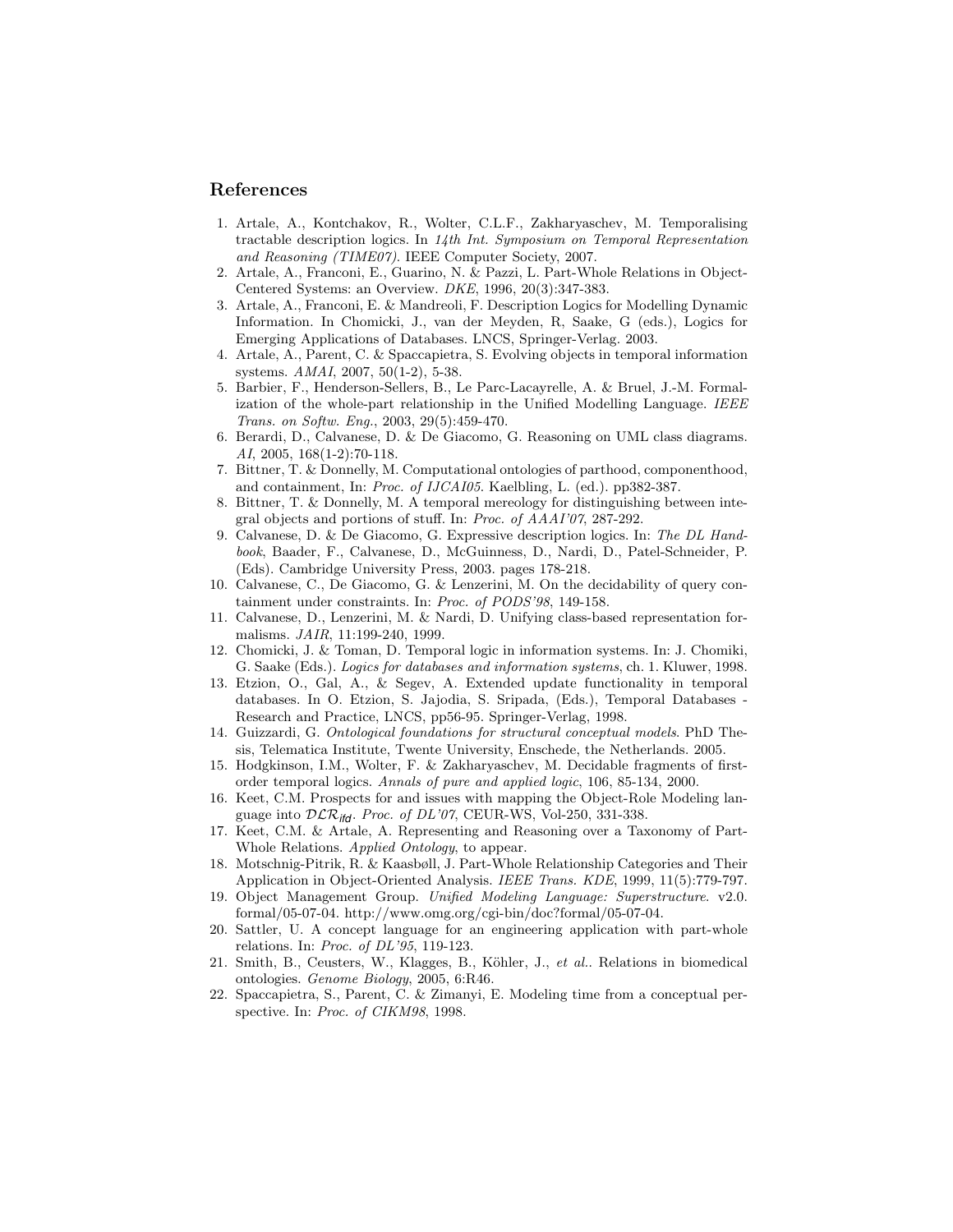## References

1. Artale, A., Kontchakov, R., Wolter, C.L.F., Zakharyaschev, M. Temporalising tractable description logics. In *14th Int. Symposium on Temporal Representation and Reasoning (TIME07)*. IEEE Computer Society, 2007.
2. Artale, A., Franconi, E., Guarino, N. & Pazzi, L. Part-Whole Relations in Object-Centered Systems: an Overview. *DKE*, 1996, 20(3):347-383.
3. Artale, A., Franconi, E. & Mandreoli, F. Description Logics for Modelling Dynamic Information. In Chomicki, J., van der Meyden, R, Saake, G (eds.), Logics for Emerging Applications of Databases. LNCS, Springer-Verlag. 2003.
4. Artale, A., Parent, C. & Spaccapietra, S. Evolving objects in temporal information systems. *AMAI*, 2007, 50(1-2), 5-38.
5. Barbier, F., Henderson-Sellers, B., Le Parc-Lacayrelle, A. & Bruel, J.-M. Formalization of the whole-part relationship in the Unified Modelling Language. *IEEE Trans. on Softw. Eng.*, 2003, 29(5):459-470.
6. Berardi, D., Calvanese, D. & De Giacomo, G. Reasoning on UML class diagrams. *AI*, 2005, 168(1-2):70-118.
7. Bittner, T. & Donnelly, M. Computational ontologies of parthood, componenthood, and containment, In: *Proc. of IJCAI05*. Kaelbling, L. (ed.). pp382-387.
8. Bittner, T. & Donnelly, M. A temporal mereology for distinguishing between integral objects and portions of stuff. In: *Proc. of AAAI'07*, 287-292.
9. Calvanese, D. & De Giacomo, G. Expressive description logics. In: *The DL Handbook*, Baader, F., Calvanese, D., McGuinness, D., Nardi, D., Patel-Schneider, P. (Eds). Cambridge University Press, 2003. pages 178-218.
10. Calvanese, C., De Giacomo, G. & Lenzerini, M. On the decidability of query containment under constraints. In: *Proc. of PODS'98*, 149-158.
11. Calvanese, D., Lenzerini, M. & Nardi, D. Unifying class-based representation formalisms. *JAIR*, 11:199-240, 1999.
12. Chomicki, J. & Toman, D. Temporal logic in information systems. In: J. Chomiki, G. Saake (Eds.). *Logics for databases and information systems*, ch. 1. Kluwer, 1998.
13. Etzion, O., Gal, A., & Segev, A. Extended update functionality in temporal databases. In O. Etzion, S. Jajodia, S. Sripada, (Eds.), Temporal Databases - Research and Practice, LNCS, pp56-95. Springer-Verlag, 1998.
14. Guizzardi, G. *Ontological foundations for structural conceptual models*. PhD Thesis, Telematica Institute, Twente University, Enschede, the Netherlands. 2005.
15. Hodgkinson, I.M., Wolter, F. & Zakharyaschev, M. Decidable fragments of first-order temporal logics. *Annals of pure and applied logic*, 106, 85-134, 2000.
16. Keet, C.M. Prospects for and issues with mapping the Object-Role Modeling language into $\mathcal{DLR}_{ifd}$. *Proc. of DL'07*, CEUR-WS, Vol-250, 331-338.
17. Keet, C.M. & Artale, A. Representing and Reasoning over a Taxonomy of Part-Whole Relations. *Applied Ontology*, to appear.
18. Motschnig-Pitrik, R. & Kaasbøll, J. Part-Whole Relationship Categories and Their Application in Object-Oriented Analysis. *IEEE Trans. KDE*, 1999, 11(5):779-797.
19. Object Management Group. *Unified Modeling Language: Superstructure*. v2.0. formal/05-07-04. http://www.omg.org/cgi-bin/doc?formal/05-07-04.
20. Sattler, U. A concept language for an engineering application with part-whole relations. In: *Proc. of DL'95*, 119-123.
21. Smith, B., Ceusters, W., Klagges, B., Köhler, J., *et al.*. Relations in biomedical ontologies. *Genome Biology*, 2005, 6:R46.
22. Spaccapietra, S., Parent, C. & Zimanyi, E. Modeling time from a conceptual perspective. In: *Proc. of CIKM98*, 1998.